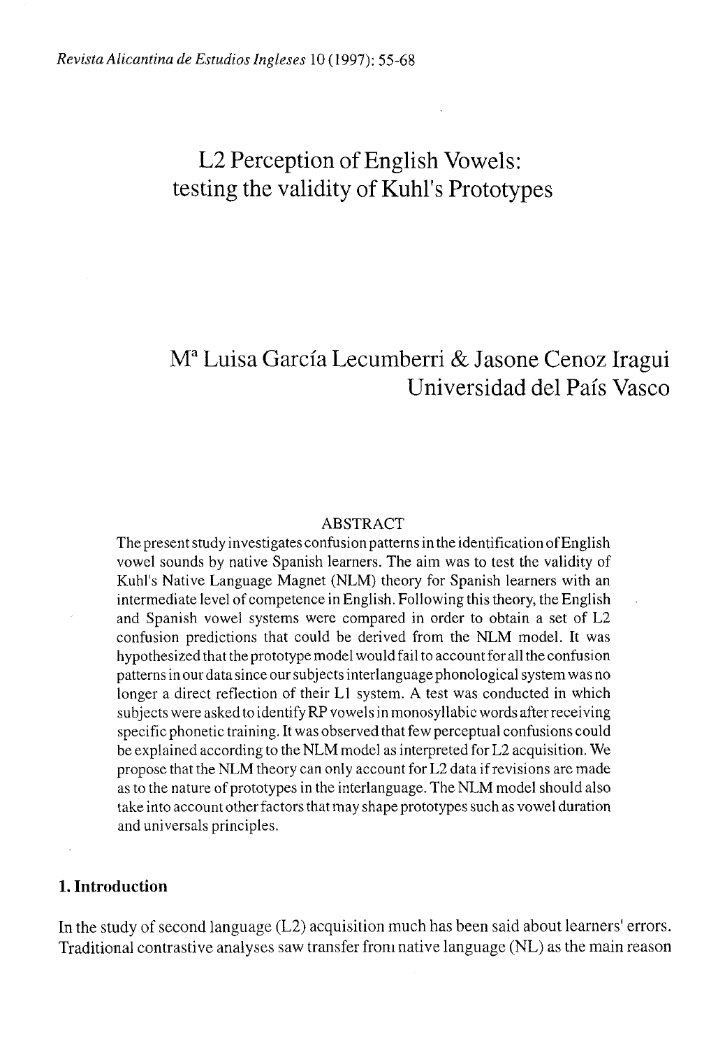# L2 Perception of English Vowels: testing the validity of Kuhl's Prototypes

Mª Luisa García Lecumberri & Jasone Cenoz Iragui
Universidad del País Vasco

## ABSTRACT

The present study investigates confusion patterns in the identification of English vowel sounds by native Spanish learners. The aim was to test the validity of Kuhl's Native Language Magnet (NLM) theory for Spanish learners with an intermediate level of competence in English. Following this theory, the English and Spanish vowel systems were compared in order to obtain a set of L2 confusion predictions that could be derived from the NLM model. It was hypothesized that the prototype model would fail to account for all the confusion patterns in our data since our subjects interlanguage phonological system was no longer a direct reflection of their L1 system. A test was conducted in which subjects were asked to identify RP vowels in monosyllabic words after receiving specific phonetic training. It was observed that few perceptual confusions could be explained according to the NLM model as interpreted for L2 acquisition. We propose that the NLM theory can only account for L2 data if revisions are made as to the nature of prototypes in the interlanguage. The NLM model should also take into account other factors that may shape prototypes such as vowel duration and universals principles.

## 1. Introduction

In the study of second language (L2) acquisition much has been said about learners' errors. Traditional contrastive analyses saw transfer from native language (NL) as the main reason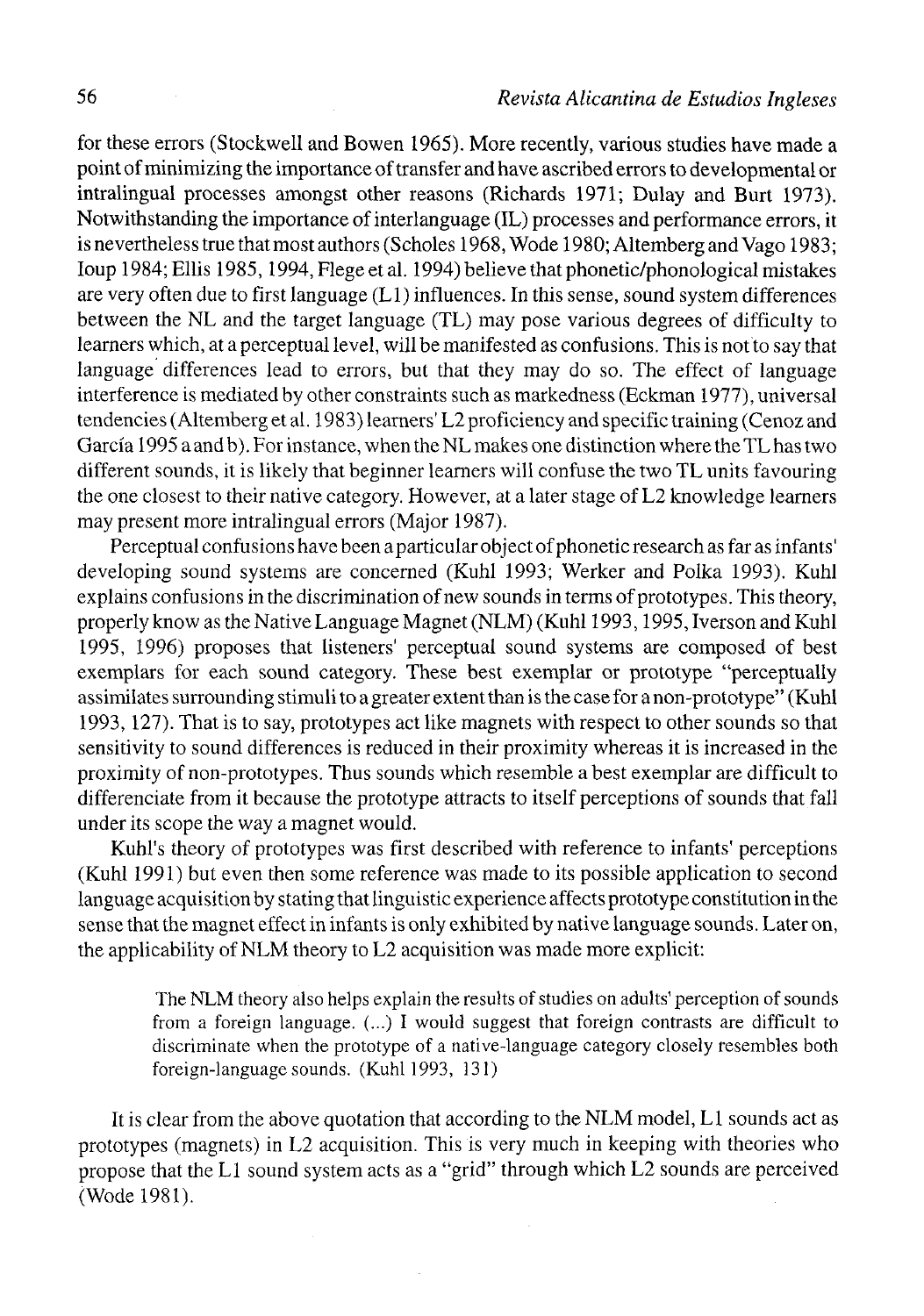for these errors (Stockwell and Bowen 1965). More recently, various studies have made a point of minimizing the importance of transfer and have ascribed errors to developmental or intralingual processes amongst other reasons (Richards 1971; Dulay and Burt 1973). Notwithstanding the importance of interlanguage (IL) processes and performance errors, it is nevertheless true that most authors (Scholes 1968, Wode 1980; Altemberg and Vago 1983; Ioup 1984; Ellis 1985, 1994, Flege et al. 1994) believe that phonetic/phonological mistakes are very often due to first language (L1) influences. In this sense, sound system differences between the NL and the target language (TL) may pose various degrees of difficulty to learners which, at a perceptual level, will be manifested as confusions. This is not to say that language differences lead to errors, but that they may do so. The effect of language interference is mediated by other constraints such as markedness (Eckman 1977), universal tendencies (Altemberg et al. 1983) learners' L2 proficiency and specific training (Cenoz and García 1995 a and b). For instance, when the NL makes one distinction where the TL has two different sounds, it is likely that beginner learners will confuse the two TL units favouring the one closest to their native category. However, at a later stage of L2 knowledge learners may present more intralingual errors (Major 1987).

Perceptual confusions have been a particular object of phonetic research as far as infants' developing sound systems are concerned (Kuhl 1993; Werker and Polka 1993). Kuhl explains confusions in the discrimination of new sounds in terms of prototypes. This theory, properly know as the Native Language Magnet (NLM) (Kuhl 1993, 1995, Iverson and Kuhl 1995, 1996) proposes that listeners' perceptual sound systems are composed of best exemplars for each sound category. These best exemplar or prototype "perceptually assimilates surrounding stimuli to a greater extent than is the case for a non-prototype" (Kuhl 1993, 127). That is to say, prototypes act like magnets with respect to other sounds so that sensitivity to sound differences is reduced in their proximity whereas it is increased in the proximity of non-prototypes. Thus sounds which resemble a best exemplar are difficult to differenciate from it because the prototype attracts to itself perceptions of sounds that fall under its scope the way a magnet would.

Kuhl's theory of prototypes was first described with reference to infants' perceptions (Kuhl 1991) but even then some reference was made to its possible application to second language acquisition by stating that linguistic experience affects prototype constitution in the sense that the magnet effect in infants is only exhibited by native language sounds. Later on, the applicability of NLM theory to L2 acquisition was made more explicit:

> The NLM theory also helps explain the results of studies on adults' perception of sounds from a foreign language. (...) I would suggest that foreign contrasts are difficult to discriminate when the prototype of a native-language category closely resembles both foreign-language sounds. (Kuhl 1993, 131)

It is clear from the above quotation that according to the NLM model, L1 sounds act as prototypes (magnets) in L2 acquisition. This is very much in keeping with theories who propose that the L1 sound system acts as a "grid" through which L2 sounds are perceived (Wode 1981).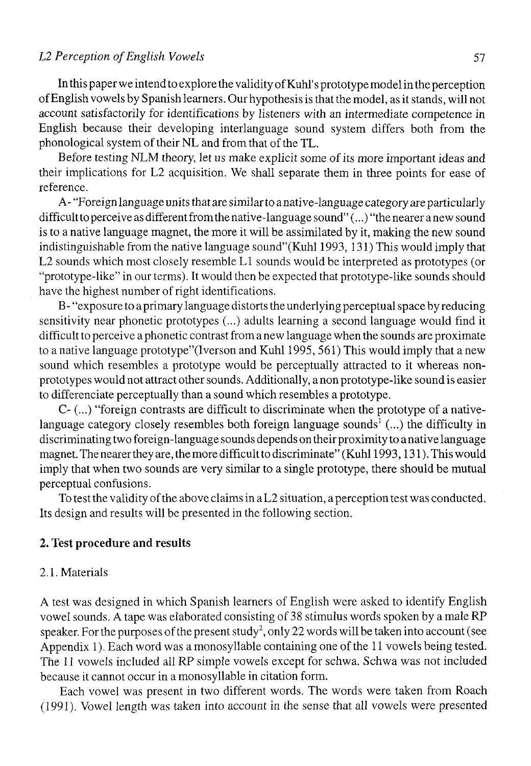In this paper we intend to explore the validity of Kuhl's prototype model in the perception of English vowels by Spanish learners. Our hypothesis is that the model, as it stands, will not account satisfactorily for identifications by listeners with an intermediate competence in English because their developing interlanguage sound system differs both from the phonological system of their NL and from that of the TL.

Before testing NLM theory, let us make explicit some of its more important ideas and their implications for L2 acquisition. We shall separate them in three points for ease of reference.

A- "Foreign language units that are similar to a native-language category are particularly difficult to perceive as different from the native-language sound" (...) "the nearer a new sound is to a native language magnet, the more it will be assimilated by it, making the new sound indistinguishable from the native language sound"(Kuhl 1993, 131) This would imply that L2 sounds which most closely resemble L1 sounds would be interpreted as prototypes (or "prototype-like" in our terms). It would then be expected that prototype-like sounds should have the highest number of right identifications.

B- "exposure to a primary language distorts the underlying perceptual space by reducing sensitivity near phonetic prototypes (...) adults learning a second language would find it difficult to perceive a phonetic contrast from a new language when the sounds are proximate to a native language prototype"(Iverson and Kuhl 1995, 561) This would imply that a new sound which resembles a prototype would be perceptually attracted to it whereas non-prototypes would not attract other sounds. Additionally, a non prototype-like sound is easier to differenciate perceptually than a sound which resembles a prototype.

C- (...) "foreign contrasts are difficult to discriminate when the prototype of a native-language category closely resembles both foreign language sounds[1] (...) the difficulty in discriminating two foreign-language sounds depends on their proximity to a native language magnet. The nearer they are, the more difficult to discriminate" (Kuhl 1993, 131). This would imply that when two sounds are very similar to a single prototype, there should be mutual perceptual confusions.

To test the validity of the above claims in a L2 situation, a perception test was conducted. Its design and results will be presented in the following section.

## 2. Test procedure and results

### 2.1. Materials

A test was designed in which Spanish learners of English were asked to identify English vowel sounds. A tape was elaborated consisting of 38 stimulus words spoken by a male RP speaker. For the purposes of the present study[2], only 22 words will be taken into account (see Appendix 1). Each word was a monosyllable containing one of the 11 vowels being tested. The 11 vowels included all RP simple vowels except for schwa. Schwa was not included because it cannot occur in a monosyllable in citation form.

Each vowel was present in two different words. The words were taken from Roach (1991). Vowel length was taken into account in the sense that all vowels were presented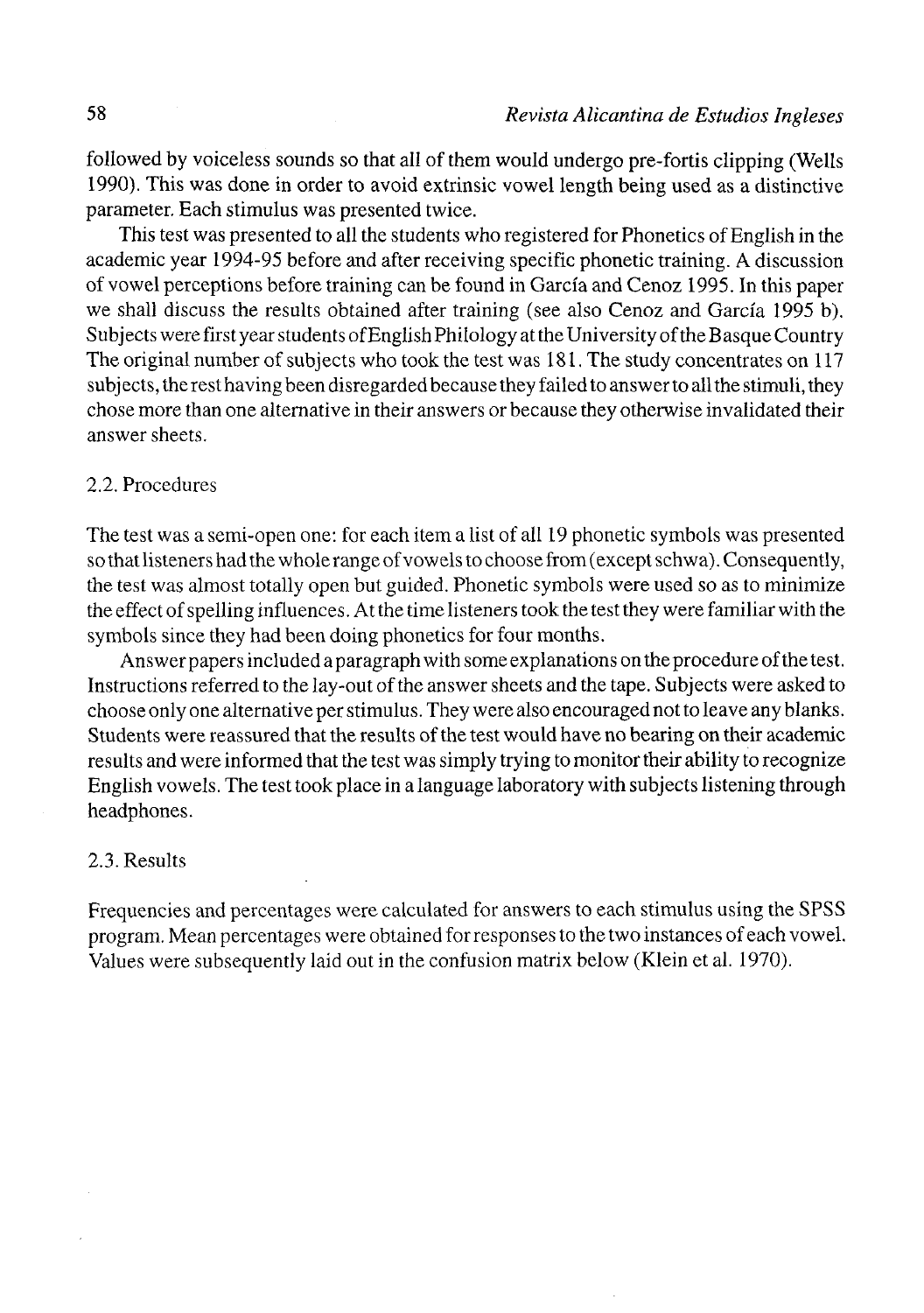followed by voiceless sounds so that all of them would undergo pre-fortis clipping (Wells 1990). This was done in order to avoid extrinsic vowel length being used as a distinctive parameter. Each stimulus was presented twice.

This test was presented to all the students who registered for Phonetics of English in the academic year 1994-95 before and after receiving specific phonetic training. A discussion of vowel perceptions before training can be found in García and Cenoz 1995. In this paper we shall discuss the results obtained after training (see also Cenoz and García 1995 b). Subjects were first year students of English Philology at the University of the Basque Country The original number of subjects who took the test was 181. The study concentrates on 117 subjects, the rest having been disregarded because they failed to answer to all the stimuli, they chose more than one alternative in their answers or because they otherwise invalidated their answer sheets.

### 2.2. Procedures

The test was a semi-open one: for each item a list of all 19 phonetic symbols was presented so that listeners had the whole range of vowels to choose from (except schwa). Consequently, the test was almost totally open but guided. Phonetic symbols were used so as to minimize the effect of spelling influences. At the time listeners took the test they were familiar with the symbols since they had been doing phonetics for four months.

Answer papers included a paragraph with some explanations on the procedure of the test. Instructions referred to the lay-out of the answer sheets and the tape. Subjects were asked to choose only one alternative per stimulus. They were also encouraged not to leave any blanks. Students were reassured that the results of the test would have no bearing on their academic results and were informed that the test was simply trying to monitor their ability to recognize English vowels. The test took place in a language laboratory with subjects listening through headphones.

### 2.3. Results

Frequencies and percentages were calculated for answers to each stimulus using the SPSS program. Mean percentages were obtained for responses to the two instances of each vowel. Values were subsequently laid out in the confusion matrix below (Klein et al. 1970).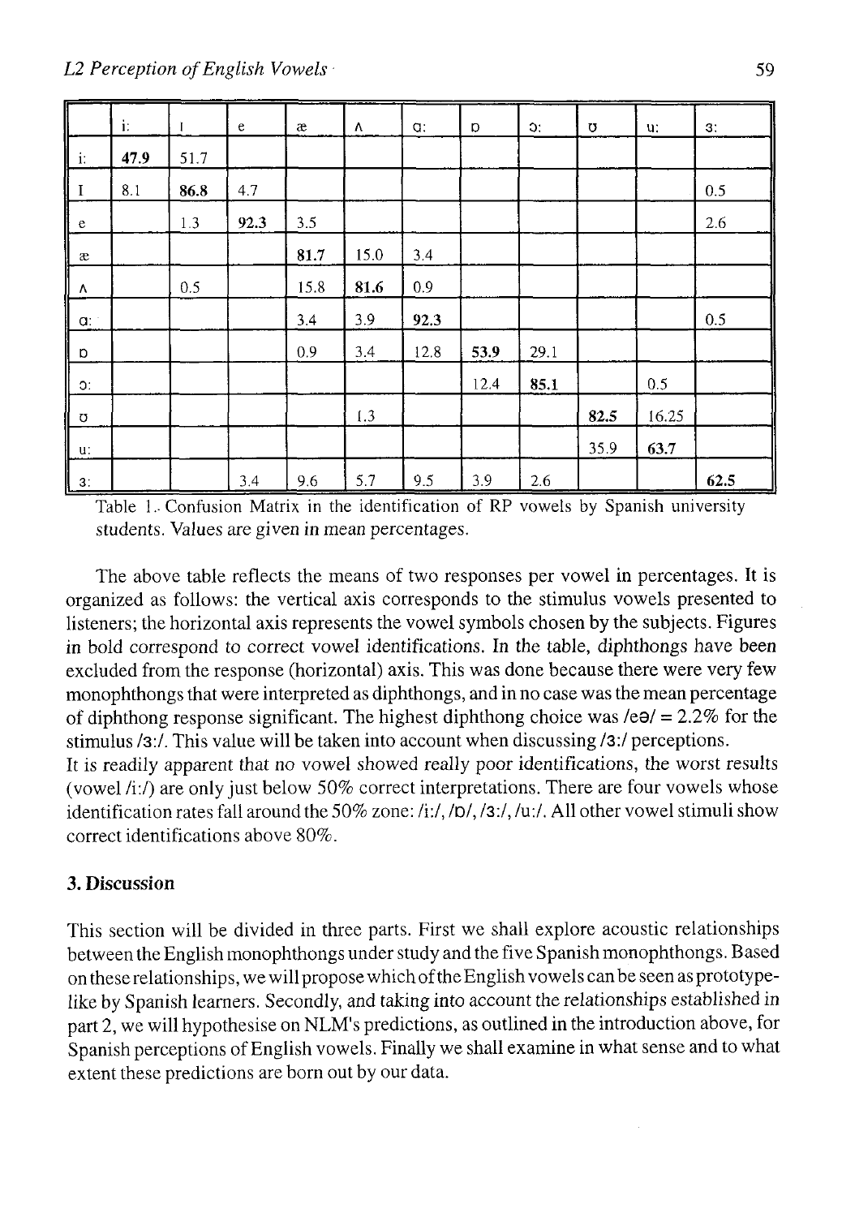| | i: | I | e | æ | ʌ | ɑ: | ɒ | ɔ: | ʊ | u: | ɜ: |
|---|---|---|---|---|---|---|---|---|---|---|---|
| i: | **47.9** | 51.7 | | | | | | | | | |
| I | 8.1 | **86.8** | 4.7 | | | | | | | | 0.5 |
| e | | 1.3 | **92.3** | 3.5 | | | | | | | 2.6 |
| æ | | | | **81.7** | 15.0 | 3.4 | | | | | |
| ʌ | | 0.5 | | 15.8 | **81.6** | 0.9 | | | | | |
| ɑ: | | | | 3.4 | 3.9 | **92.3** | | | | | 0.5 |
| ɒ | | | | 0.9 | 3.4 | 12.8 | **53.9** | 29.1 | | | |
| ɔ: | | | | | | | 12.4 | **85.1** | | 0.5 | |
| ʊ | | | | | 1.3 | | | | **82.5** | 16.25 | |
| u: | | | | | | | | | 35.9 | **63.7** | |
| ɜ: | | | 3.4 | 9.6 | 5.7 | 9.5 | 3.9 | 2.6 | | | **62.5** |

Table 1.- Confusion Matrix in the identification of RP vowels by Spanish university students. Values are given in mean percentages.

The above table reflects the means of two responses per vowel in percentages. It is organized as follows: the vertical axis corresponds to the stimulus vowels presented to listeners; the horizontal axis represents the vowel symbols chosen by the subjects. Figures in bold correspond to correct vowel identifications. In the table, diphthongs have been excluded from the response (horizontal) axis. This was done because there were very few monophthongs that were interpreted as diphthongs, and in no case was the mean percentage of diphthong response significant. The highest diphthong choice was /eə/ = 2.2% for the stimulus /ɜ:/. This value will be taken into account when discussing /ɜ:/ perceptions.

It is readily apparent that no vowel showed really poor identifications, the worst results (vowel /i:/) are only just below 50% correct interpretations. There are four vowels whose identification rates fall around the 50% zone: /i:/, /ɒ/, /ɜ:/, /u:/. All other vowel stimuli show correct identifications above 80%.

## 3. Discussion

This section will be divided in three parts. First we shall explore acoustic relationships between the English monophthongs under study and the five Spanish monophthongs. Based on these relationships, we will propose which of the English vowels can be seen as prototype-like by Spanish learners. Secondly, and taking into account the relationships established in part 2, we will hypothesise on NLM's predictions, as outlined in the introduction above, for Spanish perceptions of English vowels. Finally we shall examine in what sense and to what extent these predictions are born out by our data.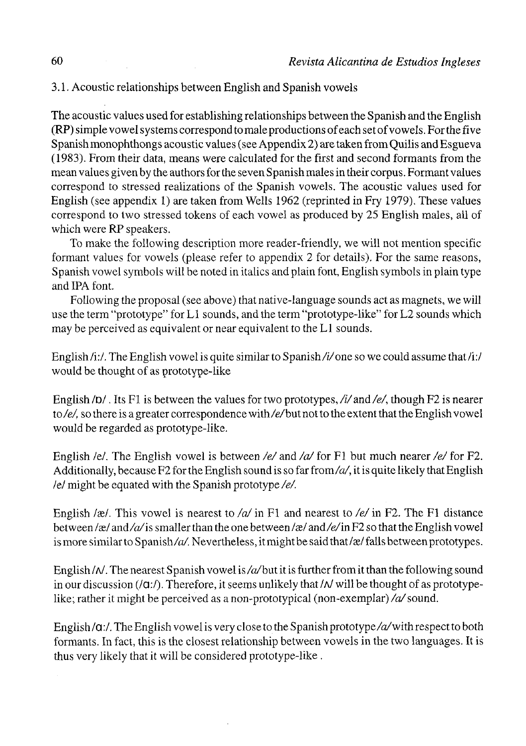3.1. Acoustic relationships between English and Spanish vowels

The acoustic values used for establishing relationships between the Spanish and the English (RP) simple vowel systems correspond to male productions of each set of vowels. For the five Spanish monophthongs acoustic values (see Appendix 2) are taken from Quilis and Esgueva (1983). From their data, means were calculated for the first and second formants from the mean values given by the authors for the seven Spanish males in their corpus. Formant values correspond to stressed realizations of the Spanish vowels. The acoustic values used for English (see appendix 1) are taken from Wells 1962 (reprinted in Fry 1979). These values correspond to two stressed tokens of each vowel as produced by 25 English males, all of which were RP speakers.

To make the following description more reader-friendly, we will not mention specific formant values for vowels (please refer to appendix 2 for details). For the same reasons, Spanish vowel symbols will be noted in italics and plain font, English symbols in plain type and IPA font.

Following the proposal (see above) that native-language sounds act as magnets, we will use the term "prototype" for L1 sounds, and the term "prototype-like" for L2 sounds which may be perceived as equivalent or near equivalent to the L1 sounds.

English /iː/. The English vowel is quite similar to Spanish */i/* one so we could assume that /iː/ would be thought of as prototype-like

English /ɒ/ . Its F1 is between the values for two prototypes, */i/* and */e/*, though F2 is nearer to */e/*, so there is a greater correspondence with */e/* but not to the extent that the English vowel would be regarded as prototype-like.

English /e/. The English vowel is between */e/* and */a/* for F1 but much nearer */e/* for F2. Additionally, because F2 for the English sound is so far from */a/*, it is quite likely that English /e/ might be equated with the Spanish prototype */e/*.

English /æ/. This vowel is nearest to */a/* in F1 and nearest to */e/* in F2. The F1 distance between /æ/ and */a/* is smaller than the one between /æ/ and */e/* in F2 so that the English vowel is more similar to Spanish */a/*. Nevertheless, it might be said that /æ/ falls between prototypes.

English /ʌ/. The nearest Spanish vowel is */a/* but it is further from it than the following sound in our discussion (/ɑː/). Therefore, it seems unlikely that /ʌ/ will be thought of as prototype-like; rather it might be perceived as a non-prototypical (non-exemplar) */a/* sound.

English /ɑː/. The English vowel is very close to the Spanish prototype */a/* with respect to both formants. In fact, this is the closest relationship between vowels in the two languages. It is thus very likely that it will be considered prototype-like .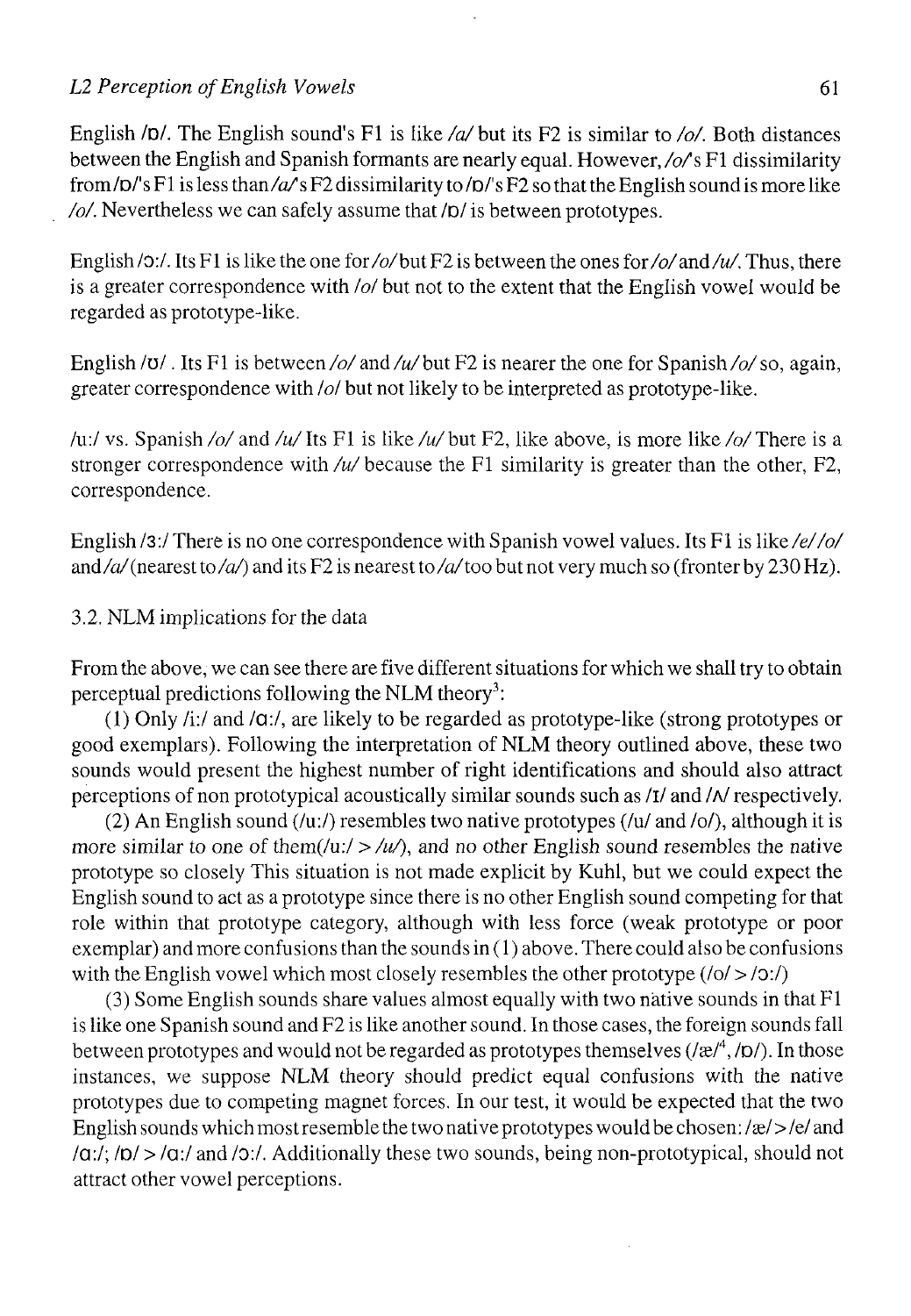English /ɒ/. The English sound's F1 is like */a/* but its F2 is similar to */o/*. Both distances between the English and Spanish formants are nearly equal. However, */o/*'s F1 dissimilarity from /ɒ/'s F1 is less than */a/*'s F2 dissimilarity to /ɒ/'s F2 so that the English sound is more like */o/*. Nevertheless we can safely assume that /ɒ/ is between prototypes.

English /ɔ:/. Its F1 is like the one for */o/* but F2 is between the ones for */o/* and */u/*. Thus, there is a greater correspondence with */o/* but not to the extent that the English vowel would be regarded as prototype-like.

English /ʊ/ . Its F1 is between */o/* and */u/* but F2 is nearer the one for Spanish */o/* so, again, greater correspondence with */o/* but not likely to be interpreted as prototype-like.

/u:/ vs. Spanish */o/* and */u/* Its F1 is like */u/* but F2, like above, is more like */o/* There is a stronger correspondence with */u/* because the F1 similarity is greater than the other, F2, correspondence.

English /ɜ:/ There is no one correspondence with Spanish vowel values. Its F1 is like */e/ /o/* and */a/* (nearest to */a/*) and its F2 is nearest to */a/* too but not very much so (fronter by 230 Hz).

3.2. NLM implications for the data

From the above, we can see there are five different situations for which we shall try to obtain perceptual predictions following the NLM theory[3]:

(1) Only /i:/ and /ɑ:/, are likely to be regarded as prototype-like (strong prototypes or good exemplars). Following the interpretation of NLM theory outlined above, these two sounds would present the highest number of right identifications and should also attract perceptions of non prototypical acoustically similar sounds such as /ɪ/ and /ʌ/ respectively.

(2) An English sound (/u:/) resembles two native prototypes (/u/ and /o/), although it is more similar to one of them(/u:/ > */u/*), and no other English sound resembles the native prototype so closely This situation is not made explicit by Kuhl, but we could expect the English sound to act as a prototype since there is no other English sound competing for that role within that prototype category, although with less force (weak prototype or poor exemplar) and more confusions than the sounds in (1) above. There could also be confusions with the English vowel which most closely resembles the other prototype (/o/ > /ɔ:/)

(3) Some English sounds share values almost equally with two native sounds in that F1 is like one Spanish sound and F2 is like another sound. In those cases, the foreign sounds fall between prototypes and would not be regarded as prototypes themselves (/æ/[4], /ɒ/). In those instances, we suppose NLM theory should predict equal confusions with the native prototypes due to competing magnet forces. In our test, it would be expected that the two English sounds which most resemble the two native prototypes would be chosen: /æ/ > /e/ and /ɑ:/; /ɒ/ > /ɑ:/ and /ɔ:/. Additionally these two sounds, being non-prototypical, should not attract other vowel perceptions.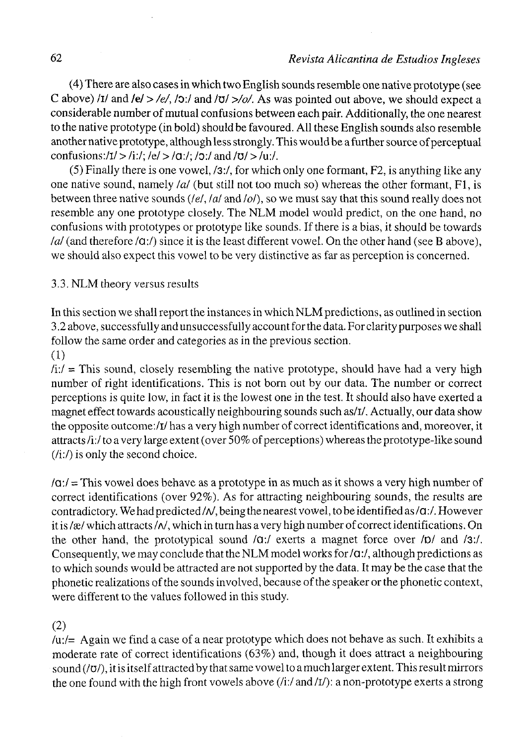(4) There are also cases in which two English sounds resemble one native prototype (see C above) /ɪ/ and **/e/** > /e/, /ɔ:/ and **/ʊ/** >/o/. As was pointed out above, we should expect a considerable number of mutual confusions between each pair. Additionally, the one nearest to the native prototype (in bold) should be favoured. All these English sounds also resemble another native prototype, although less strongly. This would be a further source of perceptual confusions:/ɪ/ > /i:/; /e/ > /ɑ:/; /ɔ:/ and /ʊ/ > /u:/.

(5) Finally there is one vowel, /ɜ:/, for which only one formant, F2, is anything like any one native sound, namely /a/ (but still not too much so) whereas the other formant, F1, is between three native sounds (/e/, /a/ and /o/), so we must say that this sound really does not resemble any one prototype closely. The NLM model would predict, on the one hand, no confusions with prototypes or prototype like sounds. If there is a bias, it should be towards /a/ (and therefore /ɑ:/) since it is the least different vowel. On the other hand (see B above), we should also expect this vowel to be very distinctive as far as perception is concerned.

### 3.3. NLM theory versus results

In this section we shall report the instances in which NLM predictions, as outlined in section 3.2 above, successfully and unsuccessfully account for the data. For clarity purposes we shall follow the same order and categories as in the previous section.

(1)

/i:/ = This sound, closely resembling the native prototype, should have had a very high number of right identifications. This is not born out by our data. The number or correct perceptions is quite low, in fact it is the lowest one in the test. It should also have exerted a magnet effect towards acoustically neighbouring sounds such as/ɪ/. Actually, our data show the opposite outcome:/ɪ/ has a very high number of correct identifications and, moreover, it attracts /i:/ to a very large extent (over 50% of perceptions) whereas the prototype-like sound (/i:/) is only the second choice.

/ɑ:/ = This vowel does behave as a prototype in as much as it shows a very high number of correct identifications (over 92%). As for attracting neighbouring sounds, the results are contradictory. We had predicted /ʌ/, being the nearest vowel, to be identified as /ɑ:/. However it is /æ/ which attracts /ʌ/, which in turn has a very high number of correct identifications. On the other hand, the prototypical sound /ɑ:/ exerts a magnet force over /ɒ/ and /ɜ:/. Consequently, we may conclude that the NLM model works for /ɑ:/, although predictions as to which sounds would be attracted are not supported by the data. It may be the case that the phonetic realizations of the sounds involved, because of the speaker or the phonetic context, were different to the values followed in this study.

(2)

/u:/= Again we find a case of a near prototype which does not behave as such. It exhibits a moderate rate of correct identifications (63%) and, though it does attract a neighbouring sound (/ʊ/), it is itself attracted by that same vowel to a much larger extent. This result mirrors the one found with the high front vowels above (/i:/ and /ɪ/): a non-prototype exerts a strong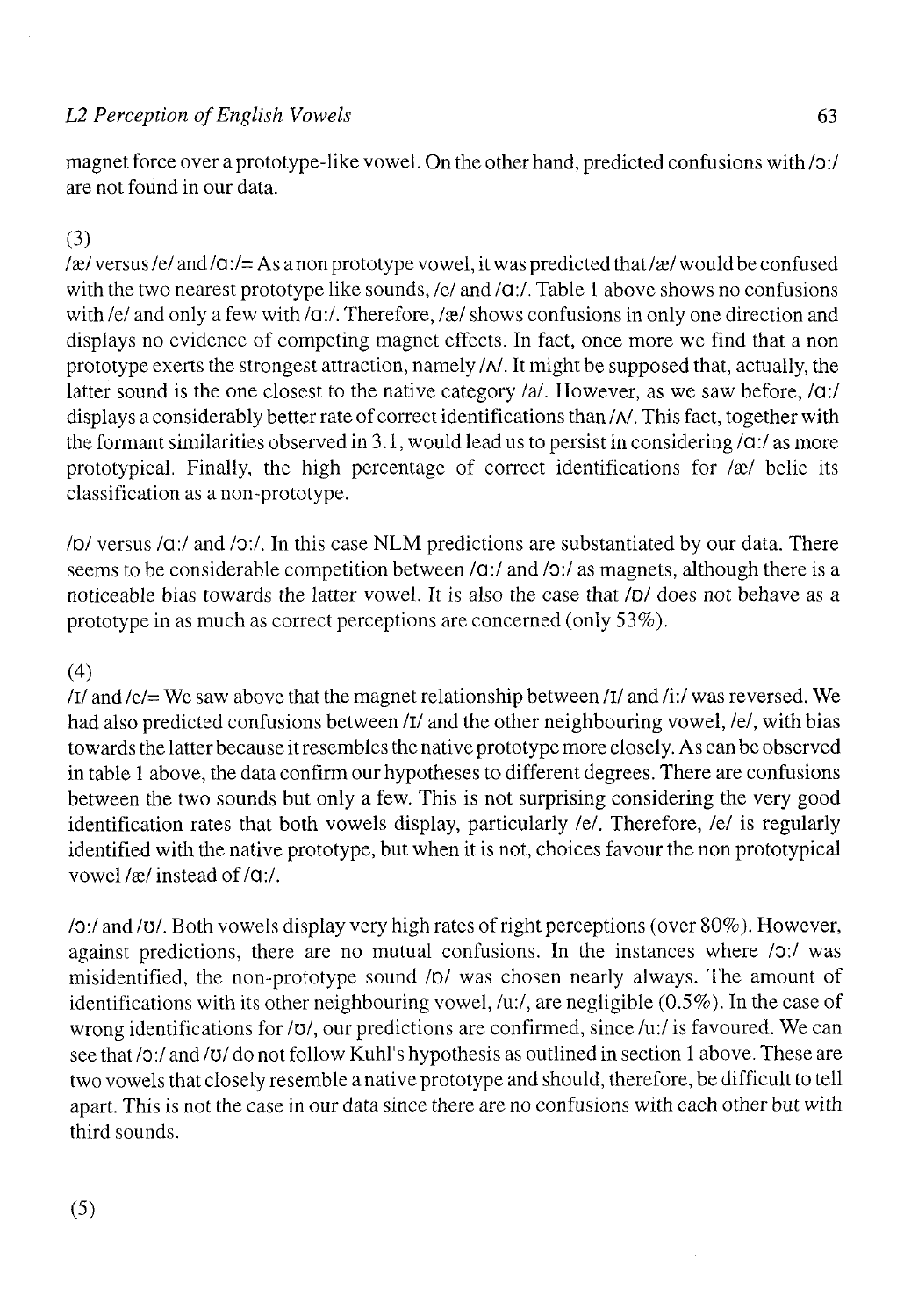magnet force over a prototype-like vowel. On the other hand, predicted confusions with /ɔ:/ are not found in our data.

(3)

/æ/ versus /e/ and /ɑ:/= As a non prototype vowel, it was predicted that /æ/ would be confused with the two nearest prototype like sounds, /e/ and /ɑ:/. Table 1 above shows no confusions with /e/ and only a few with /ɑ:/. Therefore, /æ/ shows confusions in only one direction and displays no evidence of competing magnet effects. In fact, once more we find that a non prototype exerts the strongest attraction, namely /ʌ/. It might be supposed that, actually, the latter sound is the one closest to the native category /a/. However, as we saw before, /ɑ:/ displays a considerably better rate of correct identifications than /ʌ/. This fact, together with the formant similarities observed in 3.1, would lead us to persist in considering /ɑ:/ as more prototypical. Finally, the high percentage of correct identifications for /æ/ belie its classification as a non-prototype.

/ɒ/ versus /ɑ:/ and /ɔ:/. In this case NLM predictions are substantiated by our data. There seems to be considerable competition between /ɑ:/ and /ɔ:/ as magnets, although there is a noticeable bias towards the latter vowel. It is also the case that /ɒ/ does not behave as a prototype in as much as correct perceptions are concerned (only 53%).

(4)

/ɪ/ and /e/= We saw above that the magnet relationship between /ɪ/ and /i:/ was reversed. We had also predicted confusions between /ɪ/ and the other neighbouring vowel, /e/, with bias towards the latter because it resembles the native prototype more closely. As can be observed in table 1 above, the data confirm our hypotheses to different degrees. There are confusions between the two sounds but only a few. This is not surprising considering the very good identification rates that both vowels display, particularly /e/. Therefore, /e/ is regularly identified with the native prototype, but when it is not, choices favour the non prototypical vowel /æ/ instead of /ɑ:/.

/ɔ:/ and /ʊ/. Both vowels display very high rates of right perceptions (over 80%). However, against predictions, there are no mutual confusions. In the instances where /ɔ:/ was misidentified, the non-prototype sound /ɒ/ was chosen nearly always. The amount of identifications with its other neighbouring vowel, /u:/, are negligible (0.5%). In the case of wrong identifications for /ʊ/, our predictions are confirmed, since /u:/ is favoured. We can see that /ɔ:/ and /ʊ/ do not follow Kuhl's hypothesis as outlined in section 1 above. These are two vowels that closely resemble a native prototype and should, therefore, be difficult to tell apart. This is not the case in our data since there are no confusions with each other but with third sounds.

(5)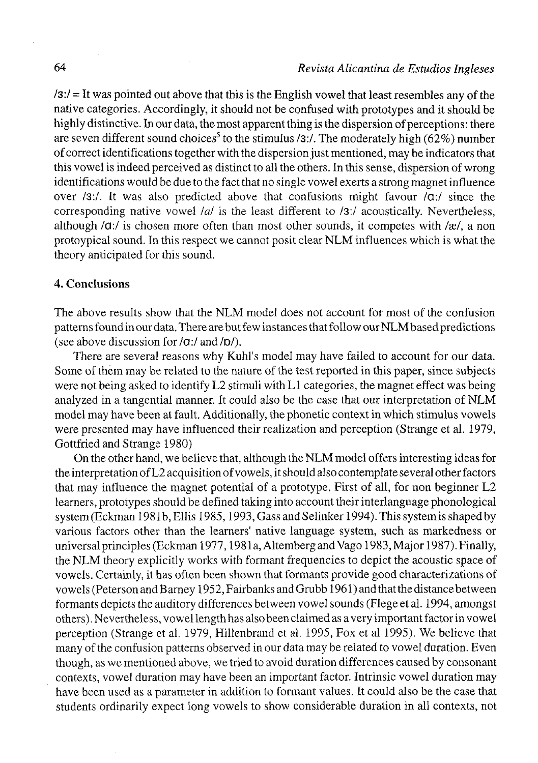/ɜː/ = It was pointed out above that this is the English vowel that least resembles any of the native categories. Accordingly, it should not be confused with prototypes and it should be highly distinctive. In our data, the most apparent thing is the dispersion of perceptions: there are seven different sound choices[5] to the stimulus /ɜː/. The moderately high (62%) number of correct identifications together with the dispersion just mentioned, may be indicators that this vowel is indeed perceived as distinct to all the others. In this sense, dispersion of wrong identifications would be due to the fact that no single vowel exerts a strong magnet influence over /ɜː/. It was also predicted above that confusions might favour /ɑː/ since the corresponding native vowel /a/ is the least different to /ɜː/ acoustically. Nevertheless, although /ɑː/ is chosen more often than most other sounds, it competes with /æ/, a non protoypical sound. In this respect we cannot posit clear NLM influences which is what the theory anticipated for this sound.

## 4. Conclusions

The above results show that the NLM model does not account for most of the confusion patterns found in our data. There are but few instances that follow our NLM based predictions (see above discussion for /ɑː/ and /ɒ/).

There are several reasons why Kuhl's model may have failed to account for our data. Some of them may be related to the nature of the test reported in this paper, since subjects were not being asked to identify L2 stimuli with L1 categories, the magnet effect was being analyzed in a tangential manner. It could also be the case that our interpretation of NLM model may have been at fault. Additionally, the phonetic context in which stimulus vowels were presented may have influenced their realization and perception (Strange et al. 1979, Gottfried and Strange 1980)

On the other hand, we believe that, although the NLM model offers interesting ideas for the interpretation of L2 acquisition of vowels, it should also contemplate several other factors that may influence the magnet potential of a prototype. First of all, for non beginner L2 learners, prototypes should be defined taking into account their interlanguage phonological system (Eckman 1981b, Ellis 1985, 1993, Gass and Selinker 1994). This system is shaped by various factors other than the learners' native language system, such as markedness or universal principles (Eckman 1977, 1981a, Altemberg and Vago 1983, Major 1987). Finally, the NLM theory explicitly works with formant frequencies to depict the acoustic space of vowels. Certainly, it has often been shown that formants provide good characterizations of vowels (Peterson and Barney 1952, Fairbanks and Grubb 1961) and that the distance between formants depicts the auditory differences between vowel sounds (Flege et al. 1994, amongst others). Nevertheless, vowel length has also been claimed as a very important factor in vowel perception (Strange et al. 1979, Hillenbrand et al. 1995, Fox et al 1995). We believe that many of the confusion patterns observed in our data may be related to vowel duration. Even though, as we mentioned above, we tried to avoid duration differences caused by consonant contexts, vowel duration may have been an important factor. Intrinsic vowel duration may have been used as a parameter in addition to formant values. It could also be the case that students ordinarily expect long vowels to show considerable duration in all contexts, not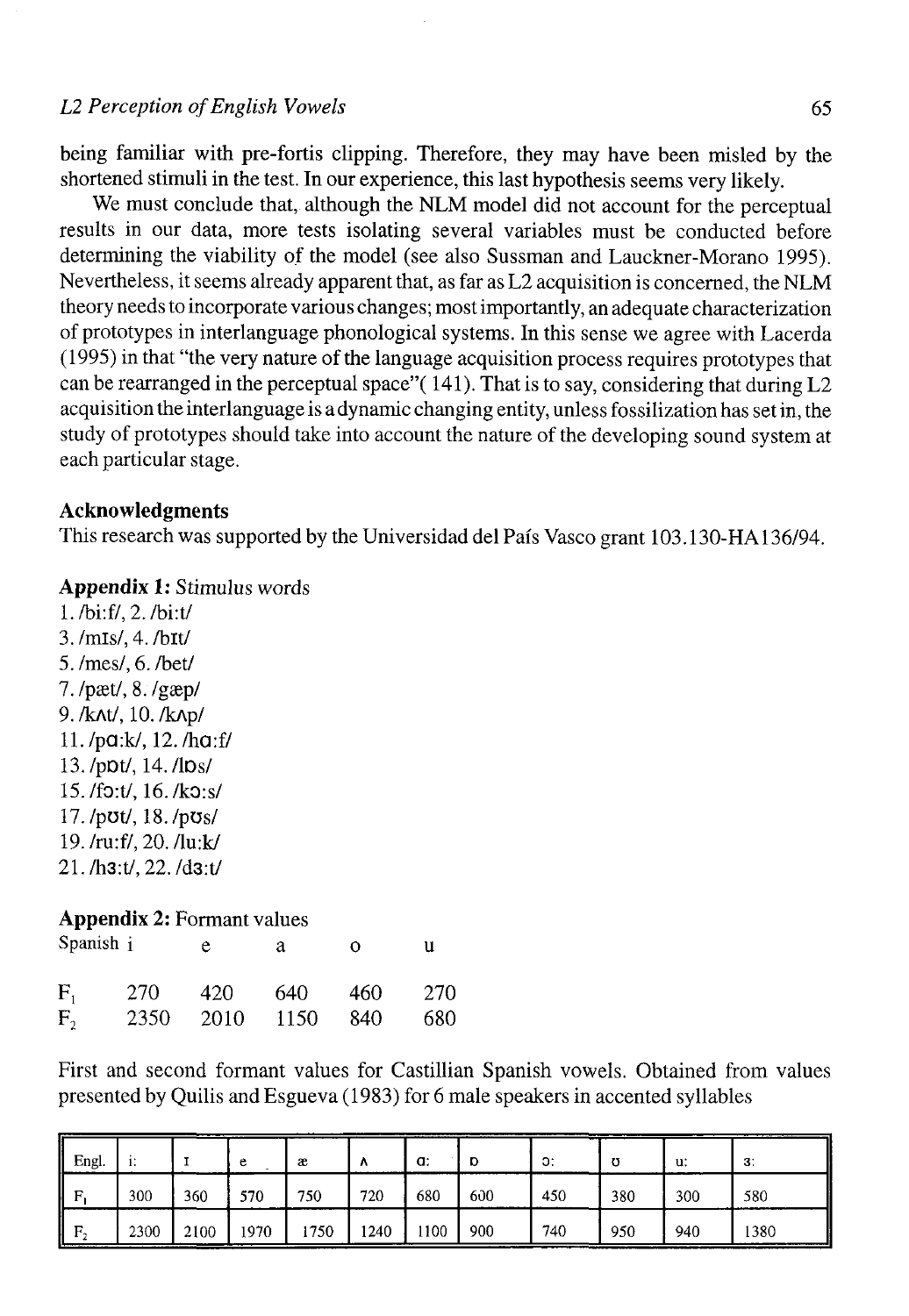being familiar with pre-fortis clipping. Therefore, they may have been misled by the shortened stimuli in the test. In our experience, this last hypothesis seems very likely.

We must conclude that, although the NLM model did not account for the perceptual results in our data, more tests isolating several variables must be conducted before determining the viability of the model (see also Sussman and Lauckner-Morano 1995). Nevertheless, it seems already apparent that, as far as L2 acquisition is concerned, the NLM theory needs to incorporate various changes; most importantly, an adequate characterization of prototypes in interlanguage phonological systems. In this sense we agree with Lacerda (1995) in that "the very nature of the language acquisition process requires prototypes that can be rearranged in the perceptual space"( 141). That is to say, considering that during L2 acquisition the interlanguage is a dynamic changing entity, unless fossilization has set in, the study of prototypes should take into account the nature of the developing sound system at each particular stage.

## Acknowledgments

This research was supported by the Universidad del País Vasco grant 103.130-HA136/94.

**Appendix 1:** Stimulus words

1. /bi:f/, 2. /bi:t/
3. /mɪs/, 4. /bɪt/
5. /mes/, 6. /bet/
7. /pæt/, 8. /gæp/
9. /kʌt/, 10. /kʌp/
11. /pɑ:k/, 12. /hɑ:f/
13. /pɒt/, 14. /lɒs/
15. /fɔ:t/, 16. /kɔ:s/
17. /pʊt/, 18. /pʊs/
19. /ru:f/, 20. /lu:k/
21. /hɜ:t/, 22. /dɜ:t/

**Appendix 2:** Formant values

| Spanish | i | e | a | o | u |
|---|---|---|---|---|---|
| $F_1$ | 270 | 420 | 640 | 460 | 270 |
| $F_2$ | 2350 | 2010 | 1150 | 840 | 680 |

First and second formant values for Castillian Spanish vowels. Obtained from values presented by Quilis and Esgueva (1983) for 6 male speakers in accented syllables

| Engl. | i: | ɪ | e | æ | ʌ | ɑ: | ɒ | ɔ: | ʊ | u: | ɜ: |
|---|---|---|---|---|---|---|---|---|---|---|---|
| $F_1$ | 300 | 360 | 570 | 750 | 720 | 680 | 600 | 450 | 380 | 300 | 580 |
| $F_2$ | 2300 | 2100 | 1970 | 1750 | 1240 | 1100 | 900 | 740 | 950 | 940 | 1380 |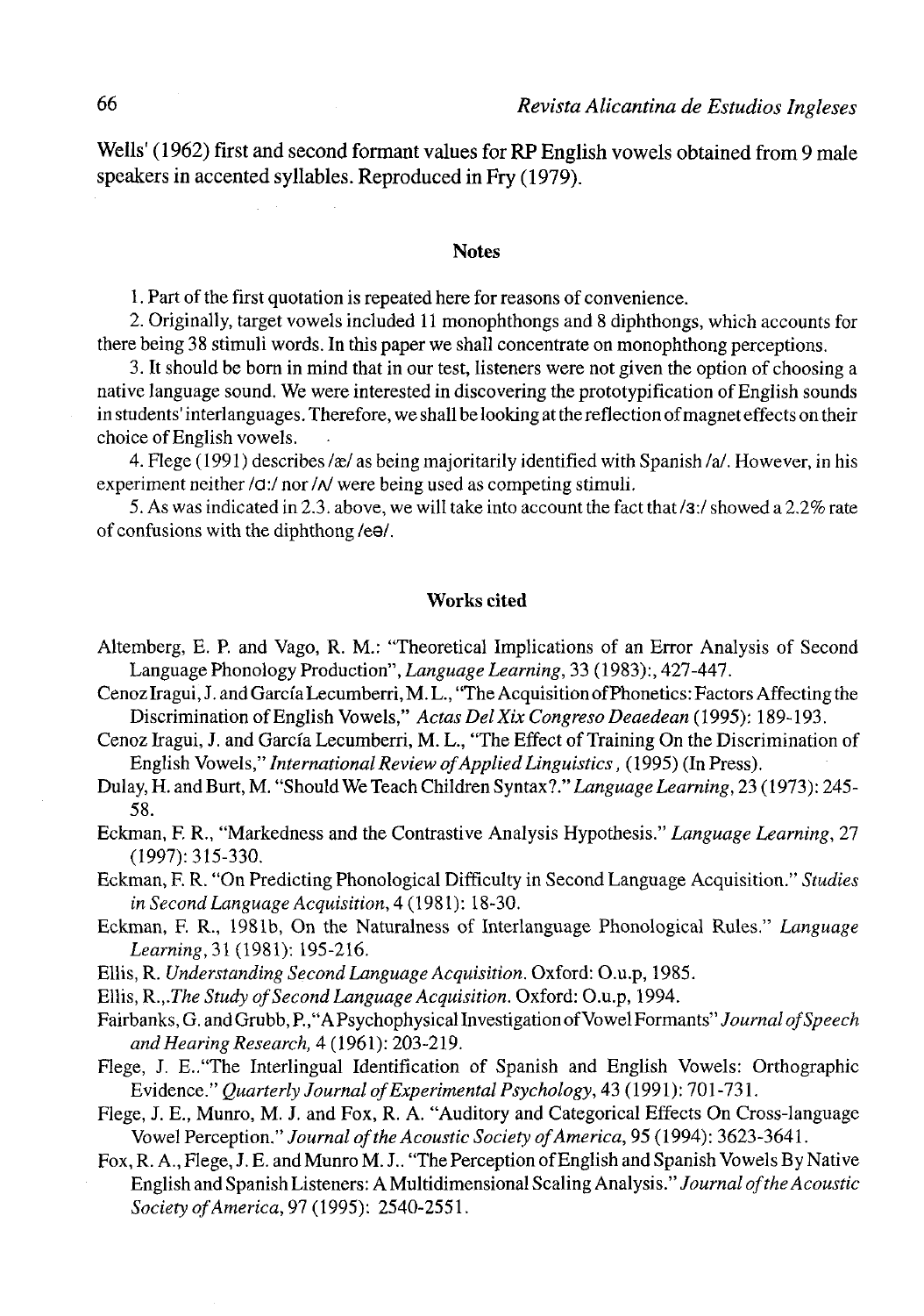Wells' (1962) first and second formant values for RP English vowels obtained from 9 male speakers in accented syllables. Reproduced in Fry (1979).

## Notes

1. Part of the first quotation is repeated here for reasons of convenience.

2. Originally, target vowels included 11 monophthongs and 8 diphthongs, which accounts for there being 38 stimuli words. In this paper we shall concentrate on monophthong perceptions.

3. It should be born in mind that in our test, listeners were not given the option of choosing a native language sound. We were interested in discovering the prototypification of English sounds in students' interlanguages. Therefore, we shall be looking at the reflection of magnet effects on their choice of English vowels.

4. Flege (1991) describes /æ/ as being majoritarily identified with Spanish /a/. However, in his experiment neither /ɑ:/ nor /ʌ/ were being used as competing stimuli.

5. As was indicated in 2.3. above, we will take into account the fact that /ɜ:/ showed a 2.2% rate of confusions with the diphthong /eə/.

## Works cited

Altemberg, E. P. and Vago, R. M.: "Theoretical Implications of an Error Analysis of Second Language Phonology Production", *Language Learning*, 33 (1983):, 427-447.

Cenoz Iragui, J. and García Lecumberri, M. L., "The Acquisition of Phonetics: Factors Affecting the Discrimination of English Vowels," *Actas Del Xix Congreso Deaedean* (1995): 189-193.

Cenoz Iragui, J. and García Lecumberri, M. L., "The Effect of Training On the Discrimination of English Vowels," *International Review of Applied Linguistics*, (1995) (In Press).

Dulay, H. and Burt, M. "Should We Teach Children Syntax?." *Language Learning*, 23 (1973): 245-58.

Eckman, F. R., "Markedness and the Contrastive Analysis Hypothesis." *Language Learning*, 27 (1997): 315-330.

Eckman, F. R. "On Predicting Phonological Difficulty in Second Language Acquisition." *Studies in Second Language Acquisition*, 4 (1981): 18-30.

Eckman, F. R., 1981b, On the Naturalness of Interlanguage Phonological Rules." *Language Learning*, 31 (1981): 195-216.

Ellis, R. *Understanding Second Language Acquisition*. Oxford: O.u.p, 1985.

Ellis, R.,.*The Study of Second Language Acquisition*. Oxford: O.u.p, 1994.

Fairbanks, G. and Grubb, P.,"A Psychophysical Investigation of Vowel Formants" *Journal of Speech and Hearing Research*, 4 (1961): 203-219.

Flege, J. E.."The Interlingual Identification of Spanish and English Vowels: Orthographic Evidence." *Quarterly Journal of Experimental Psychology*, 43 (1991): 701-731.

Flege, J. E., Munro, M. J. and Fox, R. A. "Auditory and Categorical Effects On Cross-language Vowel Perception." *Journal of the Acoustic Society of America*, 95 (1994): 3623-3641.

Fox, R. A., Flege, J. E. and Munro M. J.. "The Perception of English and Spanish Vowels By Native English and Spanish Listeners: A Multidimensional Scaling Analysis." *Journal of the Acoustic Society of America*, 97 (1995): 2540-2551.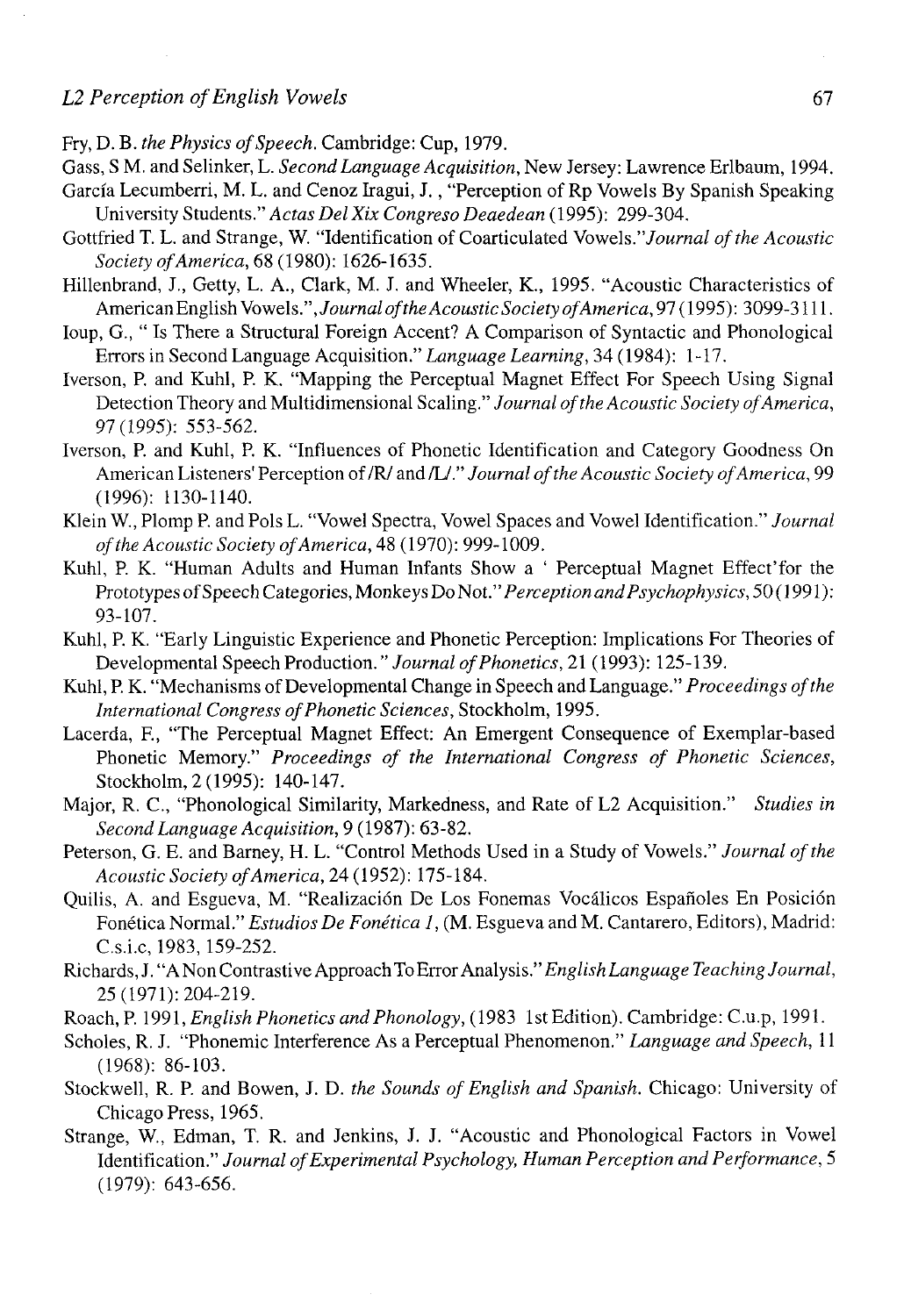Fry, D. B. *the Physics of Speech.* Cambridge: Cup, 1979.

Gass, S M. and Selinker, L. *Second Language Acquisition*, New Jersey: Lawrence Erlbaum, 1994.

García Lecumberri, M. L. and Cenoz Iragui, J. , "Perception of Rp Vowels By Spanish Speaking University Students." *Actas Del Xix Congreso Deaedean* (1995): 299-304.

Gottfried T. L. and Strange, W. "Identification of Coarticulated Vowels."*Journal of the Acoustic Society of America*, 68 (1980): 1626-1635.

Hillenbrand, J., Getty, L. A., Clark, M. J. and Wheeler, K., 1995. "Acoustic Characteristics of American English Vowels.", *Journal of the Acoustic Society of America*, 97 (1995): 3099-3111.

Ioup, G., " Is There a Structural Foreign Accent? A Comparison of Syntactic and Phonological Errors in Second Language Acquisition." *Language Learning*, 34 (1984): 1-17.

Iverson, P. and Kuhl, P. K. "Mapping the Perceptual Magnet Effect For Speech Using Signal Detection Theory and Multidimensional Scaling." *Journal of the Acoustic Society of America*, 97 (1995): 553-562.

Iverson, P. and Kuhl, P. K. "Influences of Phonetic Identification and Category Goodness On American Listeners' Perception of /R/ and /L/." *Journal of the Acoustic Society of America*, 99 (1996): 1130-1140.

Klein W., Plomp P. and Pols L. "Vowel Spectra, Vowel Spaces and Vowel Identification." *Journal of the Acoustic Society of America*, 48 (1970): 999-1009.

Kuhl, P. K. "Human Adults and Human Infants Show a ' Perceptual Magnet Effect'for the Prototypes of Speech Categories, Monkeys Do Not." *Perception and Psychophysics*, 50 (1991): 93-107.

Kuhl, P. K. "Early Linguistic Experience and Phonetic Perception: Implications For Theories of Developmental Speech Production. " *Journal of Phonetics*, 21 (1993): 125-139.

Kuhl, P. K. "Mechanisms of Developmental Change in Speech and Language." *Proceedings of the International Congress of Phonetic Sciences*, Stockholm, 1995.

Lacerda, F., "The Perceptual Magnet Effect: An Emergent Consequence of Exemplar-based Phonetic Memory." *Proceedings of the International Congress of Phonetic Sciences*, Stockholm, 2 (1995): 140-147.

Major, R. C., "Phonological Similarity, Markedness, and Rate of L2 Acquisition." *Studies in Second Language Acquisition*, 9 (1987): 63-82.

Peterson, G. E. and Barney, H. L. "Control Methods Used in a Study of Vowels." *Journal of the Acoustic Society of America*, 24 (1952): 175-184.

Quilis, A. and Esgueva, M. "Realización De Los Fonemas Vocálicos Españoles En Posición Fonética Normal." *Estudios De Fonética 1*, (M. Esgueva and M. Cantarero, Editors), Madrid: C.s.i.c, 1983, 159-252.

Richards, J. "A Non Contrastive Approach To Error Analysis." *English Language Teaching Journal*, 25 (1971): 204-219.

Roach, P. 1991, *English Phonetics and Phonology*, (1983 1st Edition). Cambridge: C.u.p, 1991.

Scholes, R. J. "Phonemic Interference As a Perceptual Phenomenon." *Language and Speech*, 11 (1968): 86-103.

Stockwell, R. P. and Bowen, J. D. *the Sounds of English and Spanish.* Chicago: University of Chicago Press, 1965.

Strange, W., Edman, T. R. and Jenkins, J. J. "Acoustic and Phonological Factors in Vowel Identification." *Journal of Experimental Psychology, Human Perception and Performance*, 5 (1979): 643-656.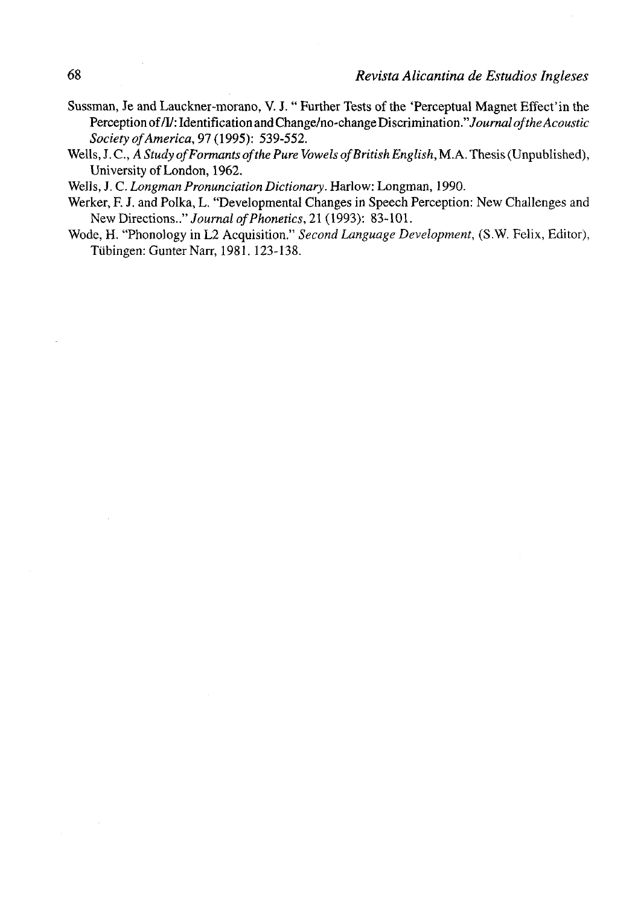Sussman, Je and Lauckner-morano, V. J. " Further Tests of the 'Perceptual Magnet Effect'in the Perception of /I/: Identification and Change/no-change Discrimination." *Journal of the Acoustic Society of America*, 97 (1995): 539-552.

Wells, J. C., *A Study of Formants of the Pure Vowels of British English*, M.A. Thesis (Unpublished), University of London, 1962.

Wells, J. C. *Longman Pronunciation Dictionary*. Harlow: Longman, 1990.

Werker, F. J. and Polka, L. "Developmental Changes in Speech Perception: New Challenges and New Directions.." *Journal of Phonetics*, 21 (1993): 83-101.

Wode, H. "Phonology in L2 Acquisition." *Second Language Development*, (S.W. Felix, Editor), Tübingen: Gunter Narr, 1981. 123-138.